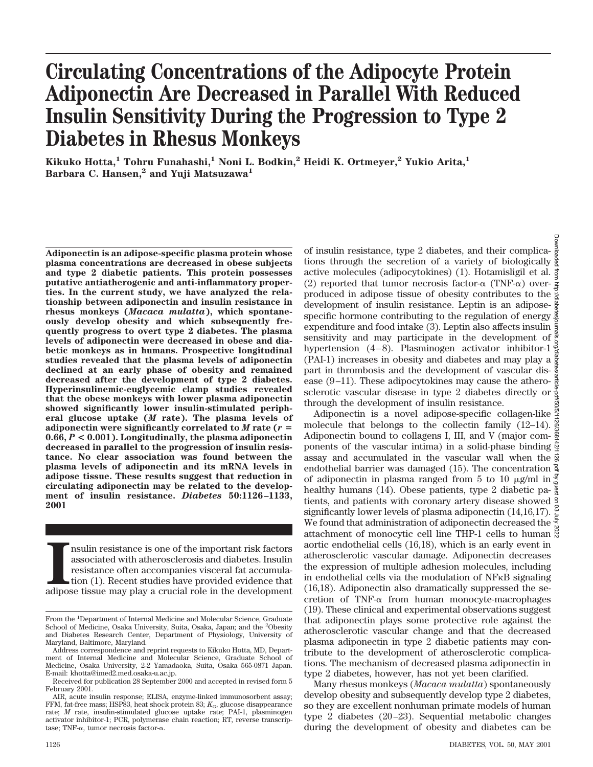# Circulating Concentrations of the Adipocyte Protein Adiponectin Are Decreased in Parallel With Reduced Insulin Sensitivity During the Progression to Type 2 Diabetes in Rhesus Monkeys

**Kikuko Hotta,[1] Tohru Funahashi,[1] Noni L. Bodkin,[2] Heidi K. Ortmeyer,[2] Yukio Arita,[1] Barbara C. Hansen,[2] and Yuji Matsuzawa[1]**

**Adiponectin is an adipose-specific plasma protein whose plasma concentrations are decreased in obese subjects and type 2 diabetic patients. This protein possesses putative antiatherogenic and anti-inflammatory properties. In the current study, we have analyzed the relationship between adiponectin and insulin resistance in rhesus monkeys (*Macaca mulatta*), which spontaneously develop obesity and which subsequently frequently progress to overt type 2 diabetes. The plasma levels of adiponectin were decreased in obese and diabetic monkeys as in humans. Prospective longitudinal studies revealed that the plasma levels of adiponectin declined at an early phase of obesity and remained decreased after the development of type 2 diabetes. Hyperinsulinemic-euglycemic clamp studies revealed that the obese monkeys with lower plasma adiponectin showed significantly lower insulin-stimulated peripheral glucose uptake (*M* rate). The plasma levels of adiponectin were significantly correlated to *M* rate ($r$ = 0.66, $P < 0.001$). Longitudinally, the plasma adiponectin decreased in parallel to the progression of insulin resistance. No clear association was found between the plasma levels of adiponectin and its mRNA levels in adipose tissue. These results suggest that reduction in circulating adiponectin may be related to the development of insulin resistance. *Diabetes* 50:1126–1133, 2001**

Insulin resistance is one of the important risk factors associated with atherosclerosis and diabetes. Insulin resistance often accompanies visceral fat accumulation (1). Recent studies have provided evidence that adipose tissue may play a crucial role in the development of insulin resistance, type 2 diabetes, and their complications through the secretion of a variety of biologically active molecules (adipocytokines) (1). Hotamisligil et al. (2) reported that tumor necrosis factor-α (TNF-α) overproduced in adipose tissue of obesity contributes to the development of insulin resistance. Leptin is an adipose-specific hormone contributing to the regulation of energy expenditure and food intake (3). Leptin also affects insulin sensitivity and may participate in the development of hypertension (4–8). Plasminogen activator inhibitor-1 (PAI-1) increases in obesity and diabetes and may play a part in thrombosis and the development of vascular disease (9–11). These adipocytokines may cause the atherosclerotic vascular disease in type 2 diabetes directly or through the development of insulin resistance.

Adiponectin is a novel adipose-specific collagen-like molecule that belongs to the collectin family (12–14). Adiponectin bound to collagens I, III, and V (major components of the vascular intima) in a solid-phase binding assay and accumulated in the vascular wall when the endothelial barrier was damaged (15). The concentration of adiponectin in plasma ranged from 5 to 10 μg/ml in healthy humans (14). Obese patients, type 2 diabetic patients, and patients with coronary artery disease showed significantly lower levels of plasma adiponectin (14,16,17). We found that administration of adiponectin decreased the attachment of monocytic cell line THP-1 cells to human aortic endothelial cells (16,18), which is an early event in atherosclerotic vascular damage. Adiponectin decreases the expression of multiple adhesion molecules, including in endothelial cells via the modulation of NFκB signaling (16,18). Adiponectin also dramatically suppressed the secretion of TNF-α from human monocyte-macrophages (19). These clinical and experimental observations suggest that adiponectin plays some protective role against the atherosclerotic vascular change and that the decreased plasma adiponectin in type 2 diabetic patients may contribute to the development of atherosclerotic complications. The mechanism of decreased plasma adiponectin in type 2 diabetes, however, has not yet been clarified.

Many rhesus monkeys (*Macaca mulatta*) spontaneously develop obesity and subsequently develop type 2 diabetes, so they are excellent nonhuman primate models of human type 2 diabetes (20–23). Sequential metabolic changes during the development of obesity and diabetes can be

---

From the [1]Department of Internal Medicine and Molecular Science, Graduate School of Medicine, Osaka University, Suita, Osaka, Japan; and the [2]Obesity and Diabetes Research Center, Department of Physiology, University of Maryland, Baltimore, Maryland.

Address correspondence and reprint requests to Kikuko Hotta, MD, Department of Internal Medicine and Molecular Science, Graduate School of Medicine, Osaka University, 2-2 Yamadaoka, Suita, Osaka 565-0871 Japan. E-mail: khotta@imed2.med.osaka-u.ac.jp.

Received for publication 28 September 2000 and accepted in revised form 5 February 2001.

AIR, acute insulin response; ELISA, enzyme-linked immunosorbent assay; FFM, fat-free mass; HSP83, heat shock protein 83; $K_G$, glucose disappearance rate; *M* rate, insulin-stimulated glucose uptake rate; PAI-1, plasminogen activator inhibitor-1; PCR, polymerase chain reaction; RT, reverse transcriptase; TNF-α, tumor necrosis factor-α.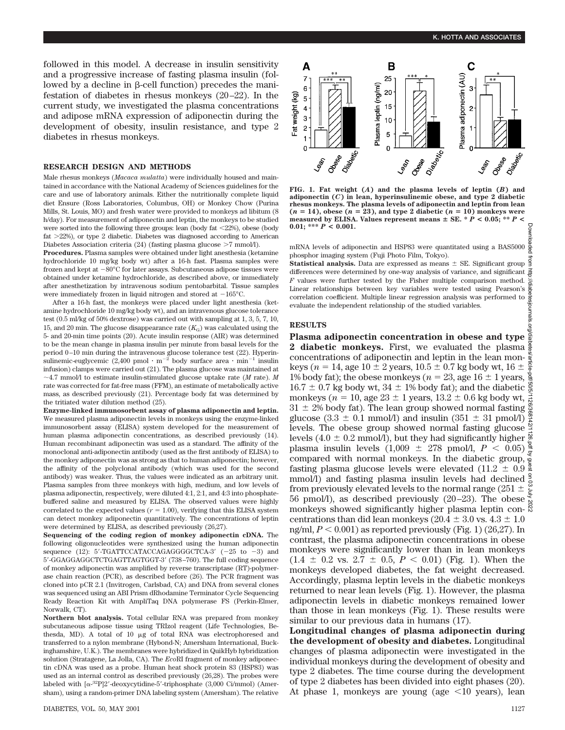followed in this model. A decrease in insulin sensitivity and a progressive increase of fasting plasma insulin (followed by a decline in β-cell function) precedes the manifestation of diabetes in rhesus monkeys (20–22). In the current study, we investigated the plasma concentrations and adipose mRNA expression of adiponectin during the development of obesity, insulin resistance, and type 2 diabetes in rhesus monkeys.

## RESEARCH DESIGN AND METHODS

Male rhesus monkeys (*Macaca mulatta*) were individually housed and maintained in accordance with the National Academy of Sciences guidelines for the care and use of laboratory animals. Either the nutritionally complete liquid diet Ensure (Ross Laboratories, Columbus, OH) or Monkey Chow (Purina Mills, St. Louis, MO) and fresh water were provided to monkeys ad libitum (8 h/day). For measurement of adiponectin and leptin, the monkeys to be studied were sorted into the following three groups: lean (body fat <22%), obese (body fat >22%), or type 2 diabetic. Diabetes was diagnosed according to American Diabetes Association criteria (24) (fasting plasma glucose >7 mmol/l).

**Procedures.** Plasma samples were obtained under light anesthesia (ketamine hydrochloride 10 mg/kg body wt) after a 16-h fast. Plasma samples were frozen and kept at −80°C for later assays. Subcutaneous adipose tissues were obtained under ketamine hydrochloride, as described above, or immediately after anesthetization by intravenous sodium pentobarbital. Tissue samples were immediately frozen in liquid nitrogen and stored at −165°C.

After a 16-h fast, the monkeys were placed under light anesthesia (ketamine hydrochloride 10 mg/kg body wt), and an intravenous glucose tolerance test (0.5 ml/kg of 50% dextrose) was carried out with sampling at 1, 3, 5, 7, 10, 15, and 20 min. The glucose disappearance rate ($K_G$) was calculated using the 5- and 20-min time points (20). Acute insulin response (AIR) was determined to be the mean change in plasma insulin per minute from basal levels for the period 0–10 min during the intravenous glucose tolerance test (22). Hyperinsulinemic-euglycemic (2,400 pmol · $m^{-2}$ body surface area · $min^{-1}$ insulin infusion) clamps were carried out (21). The plasma glucose was maintained at ~4.7 mmol/l to estimate insulin-stimulated glucose uptake rate (*M* rate). *M* rate was corrected for fat-free mass (FFM), an estimate of metabolically active mass, as described previously (21). Percentage body fat was determined by the tritiated water dilution method (25).

**Enzyme-linked immunosorbent assay of plasma adiponectin and leptin.** We measured plasma adiponectin levels in monkeys using the enzyme-linked immunosorbent assay (ELISA) system developed for the measurement of human plasma adiponectin concentrations, as described previously (14). Human recombinant adiponectin was used as a standard. The affinity of the monoclonal anti-adiponectin antibody (used as the first antibody of ELISA) to the monkey adiponectin was as strong as that to human adiponectin; however, the affinity of the polyclonal antibody (which was used for the second antibody) was weaker. Thus, the values were indicated as an arbitrary unit. Plasma samples from three monkeys with high, medium, and low levels of plasma adiponectin, respectively, were diluted 4:1, 2:1, and 4:3 into phosphate-buffered saline and measured by ELISA. The observed values were highly correlated to the expected values ($r$ = 1.00), verifying that this ELISA system can detect monkey adiponectin quantitatively. The concentrations of leptin were determined by ELISA, as described previously (26,27).

**Sequencing of the coding region of monkey adiponectin cDNA.** The following oligonucleotides were synthesized using the human adiponectin sequence (12): 5′-TGATTCCATACCAGAGGGGCTCA-3′ (−25 to −3) and 5′-GGAGGAGGCTCTGAGTTAGTGGT-3′ (738–760). The full coding sequence of monkey adiponectin was amplified by reverse transcriptase (RT)-polymerase chain reaction (PCR), as described before (26). The PCR fragment was cloned into pCR 2.1 (Invitrogen, Carlsbad, CA) and DNA from several clones was sequenced using an ABI Prism dRhodamine Terminator Cycle Sequencing Ready Reaction Kit with AmpliTaq DNA polymerase FS (Perkin-Elmer, Norwalk, CT).

**Northern blot analysis.** Total cellular RNA was prepared from monkey subcutaneous adipose tissue using TRIzol reagent (Life Technologies, Bethesda, MD). A total of 10 μg of total RNA was electrophoresed and transferred to a nylon membrane (Hybond-N; Amersham International, Buckinghamshire, U.K.). The membranes were hybridized in QuikHyb hybridization solution (Stratagene, La Jolla, CA). The *Eco*RI fragment of monkey adiponectin cDNA was used as a probe. Human heat shock protein 83 (HSP83) was used as an internal control as described previously (26,28). The probes were labeled with [α-$^{32}$P]2′-deoxycytidine-5′-triphosphate (3,000 Ci/mmol) (Amersham), using a random-primer DNA labeling system (Amersham). The relative mRNA levels of adiponectin and HSP83 were quantitated using a BAS5000 phosphor imaging system (Fuji Photo Film, Tokyo).

**Statistical analysis.** Data are expressed as means ± SE. Significant group differences were determined by one-way analysis of variance, and significant *F* values were further tested by the Fisher multiple comparison method. Linear relationships between key variables were tested using Pearson's correlation coefficient. Multiple linear regression analysis was performed to evaluate the independent relationship of the studied variables.

**FIG. 1. Fat weight (*A*) and the plasma levels of leptin (*B*) and adiponectin (*C*) in lean, hyperinsulinemic obese, and type 2 diabetic rhesus monkeys. The plasma levels of adiponectin and leptin from lean ($n$ = 14), obese ($n$ = 23), and type 2 diabetic ($n$ = 10) monkeys were measured by ELISA. Values represent means ± SE. * $P < 0.05$; ** $P < 0.01$; *** $P < 0.001$.**

## RESULTS

**Plasma adiponectin concentration in obese and type 2 diabetic monkeys.** First, we evaluated the plasma concentrations of adiponectin and leptin in the lean monkeys ($n$ = 14, age 10 ± 2 years, 10.5 ± 0.7 kg body wt, 16 ± 1% body fat); the obese monkeys ($n$ = 23, age 16 ± 1 years, 16.7 ± 0.7 kg body wt, 34 ± 1% body fat); and the diabetic monkeys ($n$ = 10, age 23 ± 1 years, 13.2 ± 0.6 kg body wt, 31 ± 2% body fat). The lean group showed normal fasting glucose (3.3 ± 0.1 mmol/l) and insulin (351 ± 31 pmol/l) levels. The obese group showed normal fasting glucose levels (4.0 ± 0.2 mmol/l), but they had significantly higher plasma insulin levels (1,009 ± 278 pmol/l, $P < 0.05$) compared with normal monkeys. In the diabetic group, fasting plasma glucose levels were elevated (11.2 ± 0.9 mmol/l) and fasting plasma insulin levels had declined from previously elevated levels to the normal range (251 ± 56 pmol/l), as described previously (20–23). The obese monkeys showed significantly higher plasma leptin concentrations than did lean monkeys (20.4 ± 3.0 vs. 4.3 ± 1.0 ng/ml, $P < 0.001$) as reported previously (Fig. 1) (26,27). In contrast, the plasma adiponectin concentrations in obese monkeys were significantly lower than in lean monkeys (1.4 ± 0.2 vs. 2.7 ± 0.5, $P < 0.01$) (Fig. 1). When the monkeys developed diabetes, the fat weight decreased. Accordingly, plasma leptin levels in the diabetic monkeys returned to near lean levels (Fig. 1). However, the plasma adiponectin levels in diabetic monkeys remained lower than those in lean monkeys (Fig. 1). These results were similar to our previous data in humans (17).

**Longitudinal changes of plasma adiponectin during the development of obesity and diabetes.** Longitudinal changes of plasma adiponectin were investigated in the individual monkeys during the development of obesity and type 2 diabetes. The time course during the development of type 2 diabetes has been divided into eight phases (20). At phase 1, monkeys are young (age <10 years), lean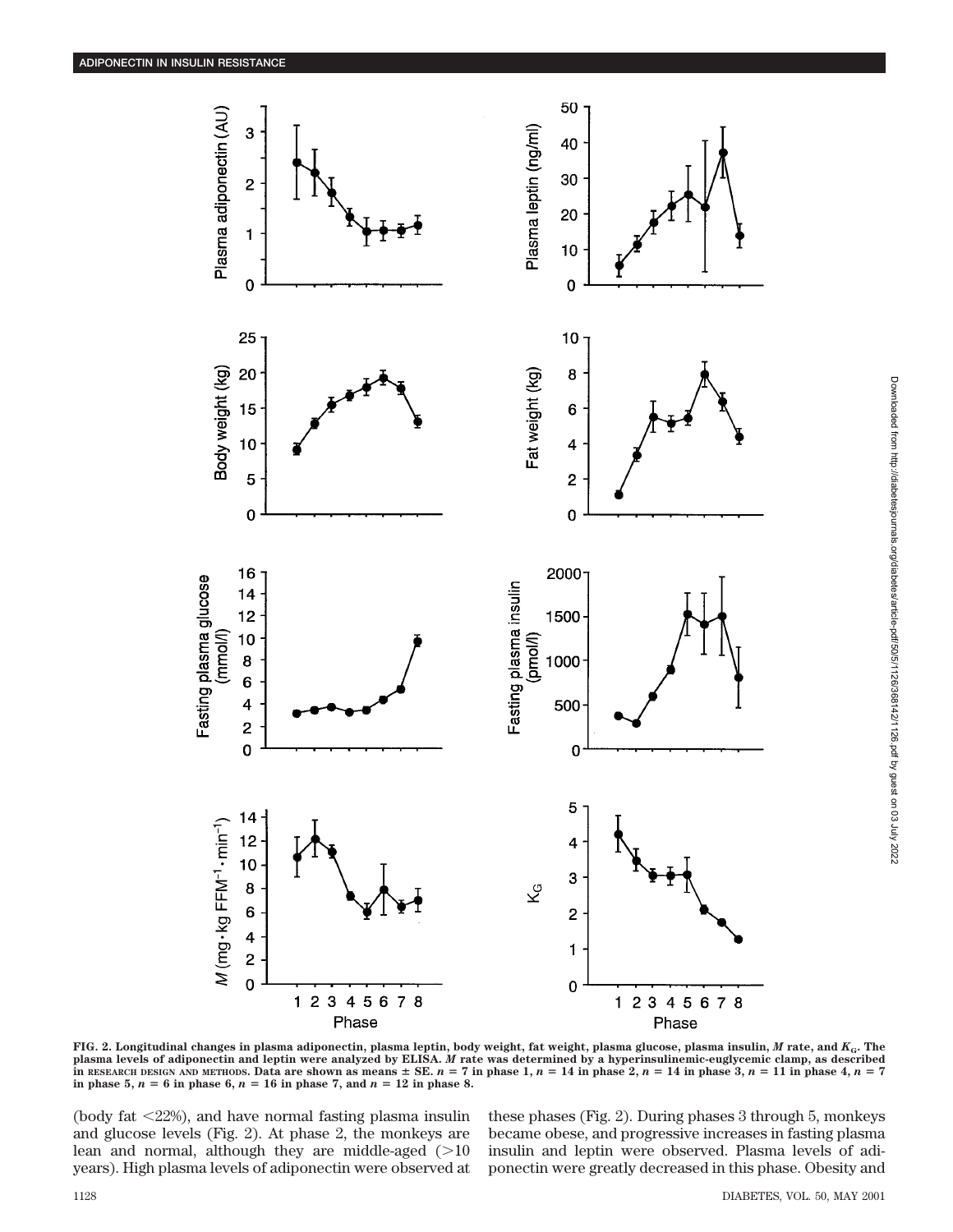FIG. 2. Longitudinal changes in plasma adiponectin, plasma leptin, body weight, fat weight, plasma glucose, plasma insulin, $M$ rate, and $K_G$. The plasma levels of adiponectin and leptin were analyzed by ELISA. $M$ rate was determined by a hyperinsulinemic-euglycemic clamp, as described in RESEARCH DESIGN AND METHODS. Data are shown as means ± SE. $n = 7$ in phase 1, $n = 14$ in phase 2, $n = 14$ in phase 3, $n = 11$ in phase 4, $n = 7$ in phase 5, $n = 6$ in phase 6, $n = 16$ in phase 7, and $n = 12$ in phase 8.

(body fat <22%), and have normal fasting plasma insulin and glucose levels (Fig. 2). At phase 2, the monkeys are lean and normal, although they are middle-aged (>10 years). High plasma levels of adiponectin were observed at these phases (Fig. 2). During phases 3 through 5, monkeys became obese, and progressive increases in fasting plasma insulin and leptin were observed. Plasma levels of adiponectin were greatly decreased in this phase. Obesity and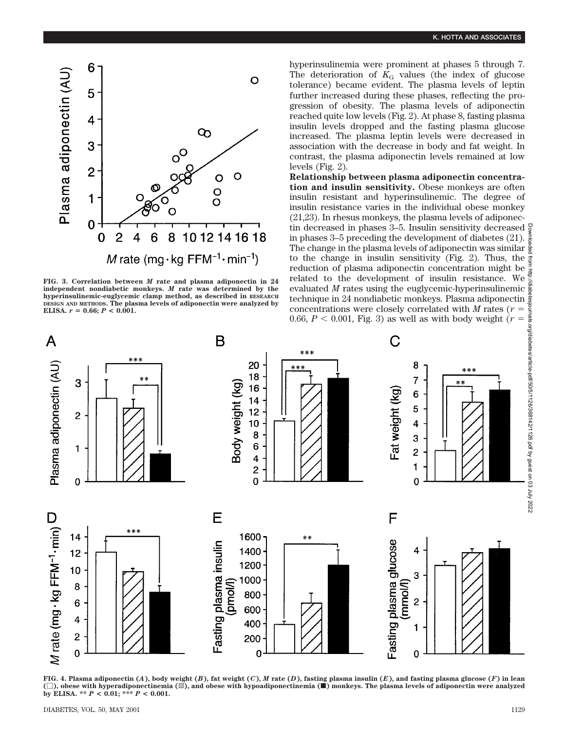FIG. 3. Correlation between *M* rate and plasma adiponectin in 24 independent nondiabetic monkeys. *M* rate was determined by the hyperinsulinemic-euglycemic clamp method, as described in RESEARCH DESIGN AND METHODS. The plasma levels of adiponectin were analyzed by ELISA. $r = 0.66$; $P < 0.001$.

hyperinsulinemia were prominent at phases 5 through 7. The deterioration of $K_G$ values (the index of glucose tolerance) became evident. The plasma levels of leptin further increased during these phases, reflecting the progression of obesity. The plasma levels of adiponectin reached quite low levels (Fig. 2). At phase 8, fasting plasma insulin levels dropped and the fasting plasma glucose increased. The plasma leptin levels were decreased in association with the decrease in body and fat weight. In contrast, the plasma adiponectin levels remained at low levels (Fig. 2).

**Relationship between plasma adiponectin concentration and insulin sensitivity.** Obese monkeys are often insulin resistant and hyperinsulinemic. The degree of insulin resistance varies in the individual obese monkey (21,23). In rhesus monkeys, the plasma levels of adiponectin decreased in phases 3–5. Insulin sensitivity decreased in phases 3–5 preceding the development of diabetes (21). The change in the plasma levels of adiponectin was similar to the change in insulin sensitivity (Fig. 2). Thus, the reduction of plasma adiponectin concentration might be related to the development of insulin resistance. We evaluated *M* rates using the euglycemic-hyperinsulinemic technique in 24 nondiabetic monkeys. Plasma adiponectin concentrations were closely correlated with *M* rates ($r = 0.66$, $P < 0.001$, Fig. 3) as well as with body weight ($r =$

FIG. 4. Plasma adiponectin (*A*), body weight (*B*), fat weight (*C*), *M* rate (*D*), fasting plasma insulin (*E*), and fasting plasma glucose (*F*) in lean (□), obese with hyperadiponectinemia (▨), and obese with hypoadiponectinemia (■) monkeys. The plasma levels of adiponectin were analyzed by ELISA. ** $P < 0.01$; *** $P < 0.001$.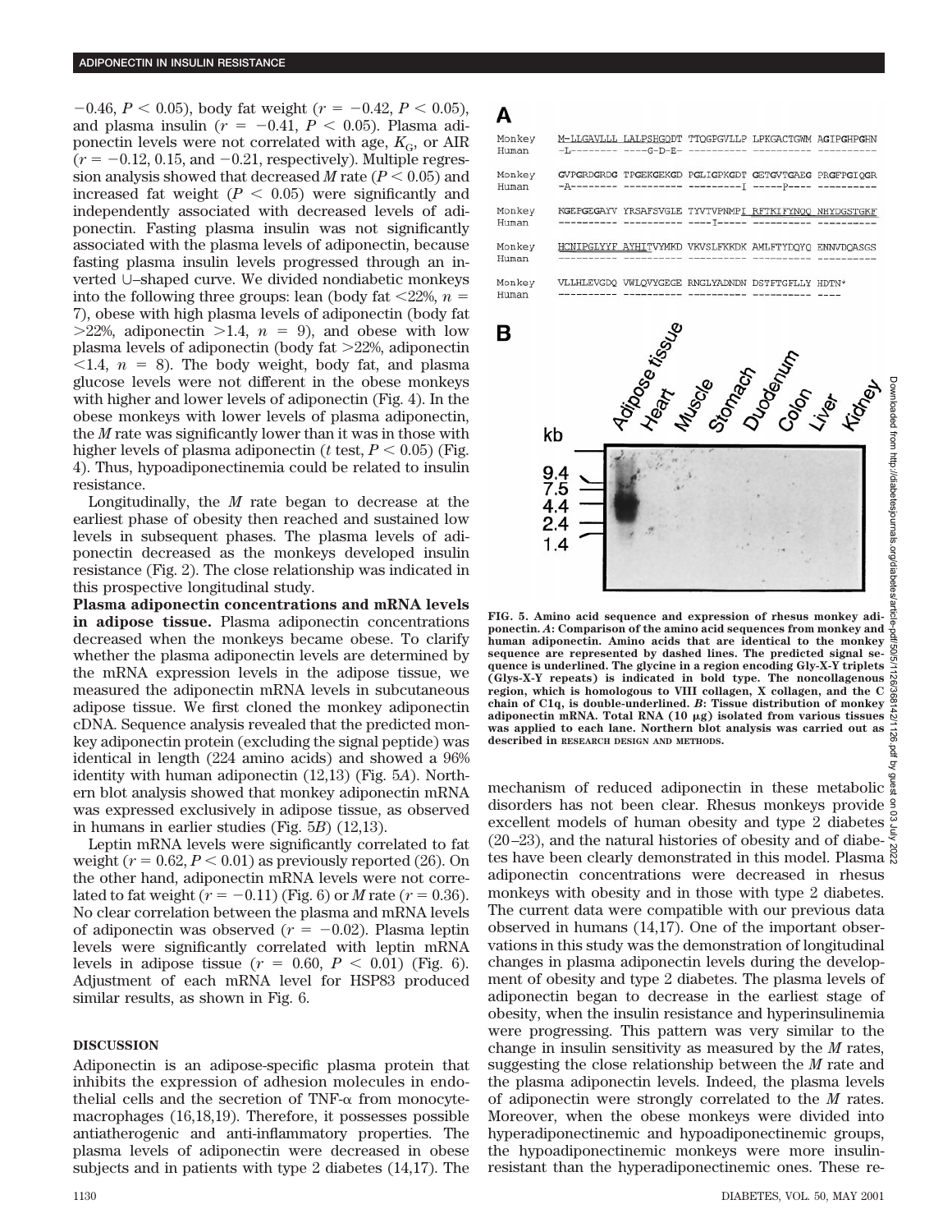−0.46, $P < 0.05$), body fat weight ($r = -0.42$, $P < 0.05$), and plasma insulin ($r = -0.41$, $P < 0.05$). Plasma adiponectin levels were not correlated with age, $K_G$, or AIR ($r = -0.12$, 0.15, and −0.21, respectively). Multiple regression analysis showed that decreased *M* rate ($P < 0.05$) and increased fat weight ($P < 0.05$) were significantly and independently associated with decreased levels of adiponectin. Fasting plasma insulin was not significantly associated with the plasma levels of adiponectin, because fasting plasma insulin levels progressed through an inverted ∪–shaped curve. We divided nondiabetic monkeys into the following three groups: lean (body fat <22%, $n = 7$), obese with high plasma levels of adiponectin (body fat >22%, adiponectin >1.4, $n = 9$), and obese with low plasma levels of adiponectin (body fat >22%, adiponectin <1.4, $n = 8$). The body weight, body fat, and plasma glucose levels were not different in the obese monkeys with higher and lower levels of adiponectin (Fig. 4). In the obese monkeys with lower levels of plasma adiponectin, the *M* rate was significantly lower than it was in those with higher levels of plasma adiponectin (*t* test, $P < 0.05$) (Fig. 4). Thus, hypoadiponectinemia could be related to insulin resistance.

Longitudinally, the *M* rate began to decrease at the earliest phase of obesity then reached and sustained low levels in subsequent phases. The plasma levels of adiponectin decreased as the monkeys developed insulin resistance (Fig. 2). The close relationship was indicated in this prospective longitudinal study.

**Plasma adiponectin concentrations and mRNA levels in adipose tissue.** Plasma adiponectin concentrations decreased when the monkeys became obese. To clarify whether the plasma adiponectin levels are determined by the mRNA expression levels in the adipose tissue, we measured the adiponectin mRNA levels in subcutaneous adipose tissue. We first cloned the monkey adiponectin cDNA. Sequence analysis revealed that the predicted monkey adiponectin protein (excluding the signal peptide) was identical in length (224 amino acids) and showed a 96% identity with human adiponectin (12,13) (Fig. 5*A*). Northern blot analysis showed that monkey adiponectin mRNA was expressed exclusively in adipose tissue, as observed in humans in earlier studies (Fig. 5*B*) (12,13).

Leptin mRNA levels were significantly correlated to fat weight ($r = 0.62$, $P < 0.01$) as previously reported (26). On the other hand, adiponectin mRNA levels were not correlated to fat weight ($r = -0.11$) (Fig. 6) or *M* rate ($r = 0.36$). No clear correlation between the plasma and mRNA levels of adiponectin was observed ($r = -0.02$). Plasma leptin levels were significantly correlated with leptin mRNA levels in adipose tissue ($r = 0.60$, $P < 0.01$) (Fig. 6). Adjustment of each mRNA level for HSP83 produced similar results, as shown in Fig. 6.

**A**

```
Monkey  M-LLGAVLLL LALPSHGQDT TTQGPGVLLP LPKGACTGWM AGIPGHPGHN
Human   -L-------- ----G-D-E- ---------- ---------- ----------

Monkey  GVPGRDGRDG TPGEKGEKGD PGLIGPKGDT GETGVTGAEG PRGFPGIQGR
Human   -A-------- ---------- ---------I -----P---- ----------

Monkey  KGEPGEGAYV YRSAFSVGLE TYVTVPNMPI RFTKIFYNQQ NHYDGSTGKF
Human   ---------- ---------- ----I----- ---------- ----------

Monkey  HCNIPGLYYF AYHITVYMKD VKVSLFKKDK AMLFTYDQYQ ENNVDQASGS
Human   ---------- ---------- ---------- ---------- ----------

Monkey  VLLHLEVGDQ VWLQVYGEGE RNGLYADNDN DSTFTGFLLY HDTN*
Human   ---------- ---------- ---------- ---------- ----
```

**B**

Lanes: Adipose tissue, Heart, Muscle, Stomach, Duodenum, Colon, Liver, Kidney; kb markers: 9.4, 7.5, 4.4, 2.4, 1.4

**FIG. 5. Amino acid sequence and expression of rhesus monkey adiponectin.** ***A*****: Comparison of the amino acid sequences from monkey and human adiponectin. Amino acids that are identical to the monkey sequence are represented by dashed lines. The predicted signal sequence is underlined. The glycine in a region encoding Gly-X-Y triplets (Glys-X-Y repeats) is indicated in bold type. The noncollagenous region, which is homologous to VIII collagen, X collagen, and the C chain of C1q, is double-underlined.** ***B*****: Tissue distribution of monkey adiponectin mRNA. Total RNA (10 μg) isolated from various tissues was applied to each lane. Northern blot analysis was carried out as described in RESEARCH DESIGN AND METHODS.**

## DISCUSSION

Adiponectin is an adipose-specific plasma protein that inhibits the expression of adhesion molecules in endothelial cells and the secretion of TNF-α from monocyte-macrophages (16,18,19). Therefore, it possesses possible antiatherogenic and anti-inflammatory properties. The plasma levels of adiponectin were decreased in obese subjects and in patients with type 2 diabetes (14,17). The mechanism of reduced adiponectin in these metabolic disorders has not been clear. Rhesus monkeys provide excellent models of human obesity and type 2 diabetes (20–23), and the natural histories of obesity and of diabetes have been clearly demonstrated in this model. Plasma adiponectin concentrations were decreased in rhesus monkeys with obesity and in those with type 2 diabetes. The current data were compatible with our previous data observed in humans (14,17). One of the important observations in this study was the demonstration of longitudinal changes in plasma adiponectin levels during the development of obesity and type 2 diabetes. The plasma levels of adiponectin began to decrease in the earliest stage of obesity, when the insulin resistance and hyperinsulinemia were progressing. This pattern was very similar to the change in insulin sensitivity as measured by the *M* rates, suggesting the close relationship between the *M* rate and the plasma adiponectin levels. Indeed, the plasma levels of adiponectin were strongly correlated to the *M* rates. Moreover, when the obese monkeys were divided into hyperadiponectinemic and hypoadiponectinemic groups, the hypoadiponectinemic monkeys were more insulin-resistant than the hyperadiponectinemic ones. These re-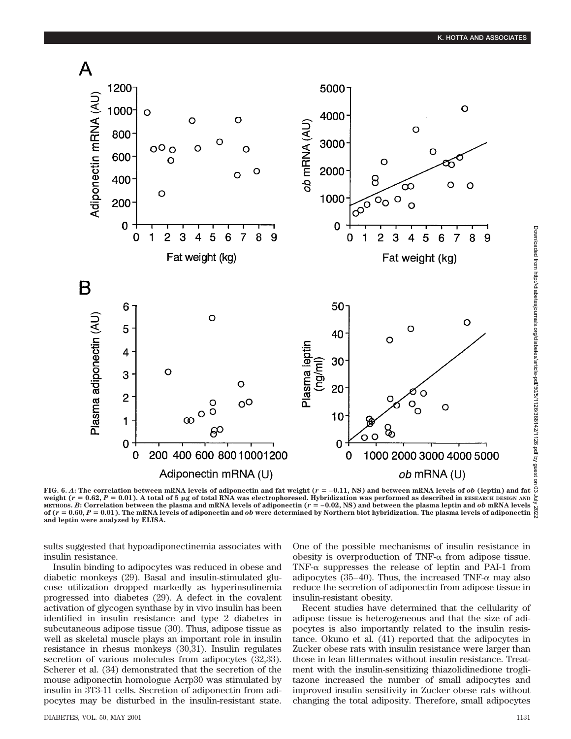FIG. 6. *A*: The correlation between mRNA levels of adiponectin and fat weight ($r = -0.11$, NS) and between mRNA levels of *ob* (leptin) and fat weight ($r = 0.62$, $P = 0.01$). A total of 5 μg of total RNA was electrophoresed. Hybridization was performed as described in RESEARCH DESIGN AND METHODS. *B*: Correlation between the plasma and mRNA levels of adiponectin ($r = -0.02$, NS) and between the plasma leptin and *ob* mRNA levels of ($r = 0.60$, $P = 0.01$). The mRNA levels of adiponectin and *ob* were determined by Northern blot hybridization. The plasma levels of adiponectin and leptin were analyzed by ELISA.

sults suggested that hypoadiponectinemia associates with insulin resistance.

Insulin binding to adipocytes was reduced in obese and diabetic monkeys (29). Basal and insulin-stimulated glucose utilization dropped markedly as hyperinsulinemia progressed into diabetes (29). A defect in the covalent activation of glycogen synthase by in vivo insulin has been identified in insulin resistance and type 2 diabetes in subcutaneous adipose tissue (30). Thus, adipose tissue as well as skeletal muscle plays an important role in insulin resistance in rhesus monkeys (30,31). Insulin regulates secretion of various molecules from adipocytes (32,33). Scherer et al. (34) demonstrated that the secretion of the mouse adiponectin homologue Acrp30 was stimulated by insulin in 3T3-11 cells. Secretion of adiponectin from adipocytes may be disturbed in the insulin-resistant state. One of the possible mechanisms of insulin resistance in obesity is overproduction of TNF-α from adipose tissue. TNF-α suppresses the release of leptin and PAI-1 from adipocytes (35–40). Thus, the increased TNF-α may also reduce the secretion of adiponectin from adipose tissue in insulin-resistant obesity.

Recent studies have determined that the cellularity of adipose tissue is heterogeneous and that the size of adipocytes is also importantly related to the insulin resistance. Okuno et al. (41) reported that the adipocytes in Zucker obese rats with insulin resistance were larger than those in lean littermates without insulin resistance. Treatment with the insulin-sensitizing thiazolidinedione troglitazone increased the number of small adipocytes and improved insulin sensitivity in Zucker obese rats without changing the total adiposity. Therefore, small adipocytes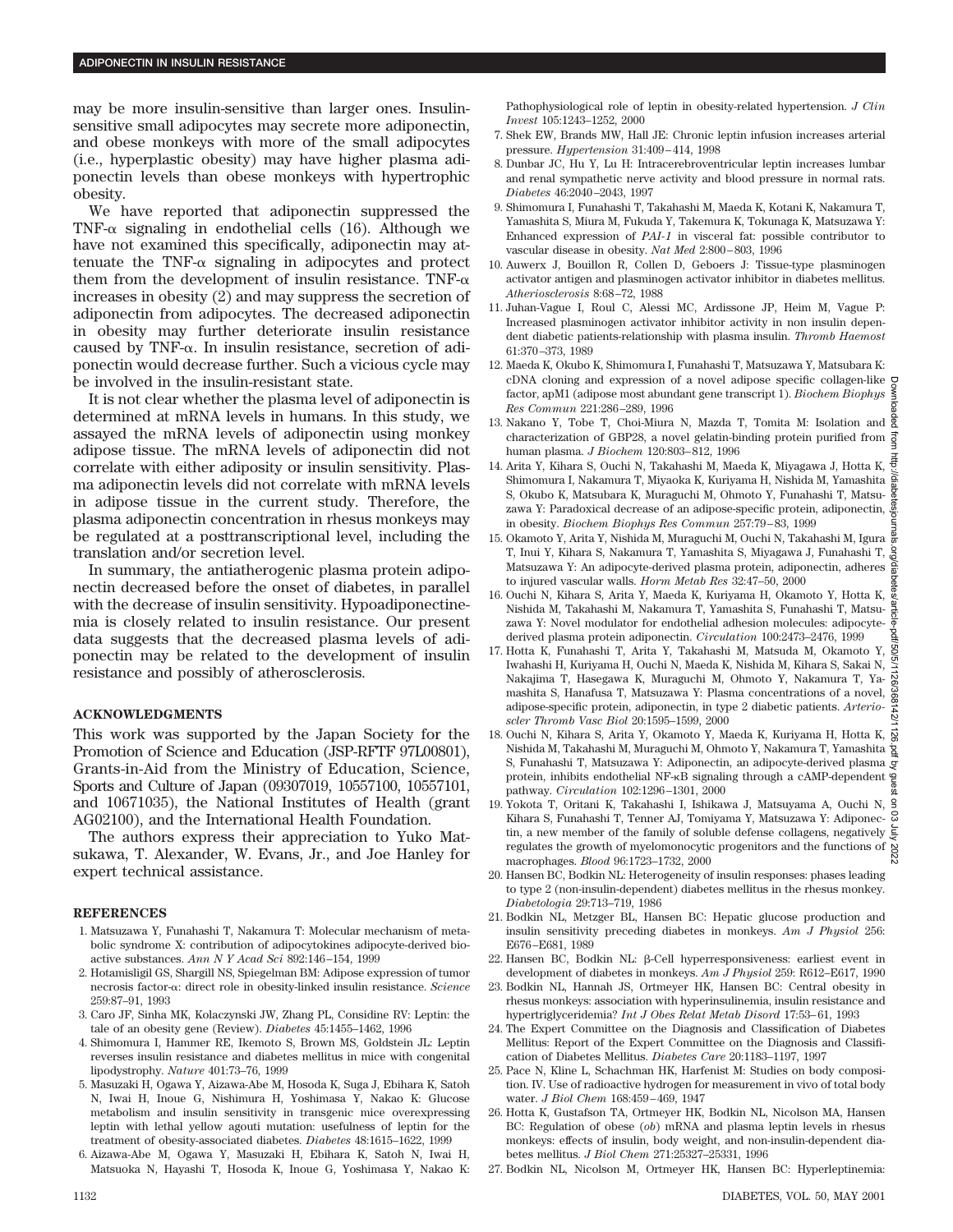may be more insulin-sensitive than larger ones. Insulin-sensitive small adipocytes may secrete more adiponectin, and obese monkeys with more of the small adipocytes (i.e., hyperplastic obesity) may have higher plasma adiponectin levels than obese monkeys with hypertrophic obesity.

We have reported that adiponectin suppressed the TNF-$\alpha$ signaling in endothelial cells (16). Although we have not examined this specifically, adiponectin may attenuate the TNF-$\alpha$ signaling in adipocytes and protect them from the development of insulin resistance. TNF-$\alpha$ increases in obesity (2) and may suppress the secretion of adiponectin from adipocytes. The decreased adiponectin in obesity may further deteriorate insulin resistance caused by TNF-$\alpha$. In insulin resistance, secretion of adiponectin would decrease further. Such a vicious cycle may be involved in the insulin-resistant state.

It is not clear whether the plasma level of adiponectin is determined at mRNA levels in humans. In this study, we assayed the mRNA levels of adiponectin using monkey adipose tissue. The mRNA levels of adiponectin did not correlate with either adiposity or insulin sensitivity. Plasma adiponectin levels did not correlate with mRNA levels in adipose tissue in the current study. Therefore, the plasma adiponectin concentration in rhesus monkeys may be regulated at a posttranscriptional level, including the translation and/or secretion level.

In summary, the antiatherogenic plasma protein adiponectin decreased before the onset of diabetes, in parallel with the decrease of insulin sensitivity. Hypoadiponectinemia is closely related to insulin resistance. Our present data suggests that the decreased plasma levels of adiponectin may be related to the development of insulin resistance and possibly of atherosclerosis.

## ACKNOWLEDGMENTS

This work was supported by the Japan Society for the Promotion of Science and Education (JSP-RFTF 97L00801), Grants-in-Aid from the Ministry of Education, Science, Sports and Culture of Japan (09307019, 10557100, 10557101, and 10671035), the National Institutes of Health (grant AG02100), and the International Health Foundation.

The authors express their appreciation to Yuko Matsukawa, T. Alexander, W. Evans, Jr., and Joe Hanley for expert technical assistance.

## REFERENCES

1. Matsuzawa Y, Funahashi T, Nakamura T: Molecular mechanism of metabolic syndrome X: contribution of adipocytokines adipocyte-derived bioactive substances. *Ann N Y Acad Sci* 892:146–154, 1999
2. Hotamisligil GS, Shargill NS, Spiegelman BM: Adipose expression of tumor necrosis factor-$\alpha$: direct role in obesity-linked insulin resistance. *Science* 259:87–91, 1993
3. Caro JF, Sinha MK, Kolaczynski JW, Zhang PL, Considine RV: Leptin: the tale of an obesity gene (Review). *Diabetes* 45:1455–1462, 1996
4. Shimomura I, Hammer RE, Ikemoto S, Brown MS, Goldstein JL: Leptin reverses insulin resistance and diabetes mellitus in mice with congenital lipodystrophy. *Nature* 401:73–76, 1999
5. Masuzaki H, Ogawa Y, Aizawa-Abe M, Hosoda K, Suga J, Ebihara K, Satoh N, Iwai H, Inoue G, Nishimura H, Yoshimasa Y, Nakao K: Glucose metabolism and insulin sensitivity in transgenic mice overexpressing leptin with lethal yellow agouti mutation: usefulness of leptin for the treatment of obesity-associated diabetes. *Diabetes* 48:1615–1622, 1999
6. Aizawa-Abe M, Ogawa Y, Masuzaki H, Ebihara K, Satoh N, Iwai H, Matsuoka N, Hayashi T, Hosoda K, Inoue G, Yoshimasa Y, Nakao K: Pathophysiological role of leptin in obesity-related hypertension. *J Clin Invest* 105:1243–1252, 2000
7. Shek EW, Brands MW, Hall JE: Chronic leptin infusion increases arterial pressure. *Hypertension* 31:409–414, 1998
8. Dunbar JC, Hu Y, Lu H: Intracerebroventricular leptin increases lumbar and renal sympathetic nerve activity and blood pressure in normal rats. *Diabetes* 46:2040–2043, 1997
9. Shimomura I, Funahashi T, Takahashi M, Maeda K, Kotani K, Nakamura T, Yamashita S, Miura M, Fukuda Y, Takemura K, Tokunaga K, Matsuzawa Y: Enhanced expression of *PAI-1* in visceral fat: possible contributor to vascular disease in obesity. *Nat Med* 2:800–803, 1996
10. Auwerx J, Bouillon R, Collen D, Geboers J: Tissue-type plasminogen activator antigen and plasminogen activator inhibitor in diabetes mellitus. *Atheriosclerosis* 8:68–72, 1988
11. Juhan-Vague I, Roul C, Alessi MC, Ardissone JP, Heim M, Vague P: Increased plasminogen activator inhibitor activity in non insulin dependent diabetic patients-relationship with plasma insulin. *Thromb Haemost* 61:370–373, 1989
12. Maeda K, Okubo K, Shimomura I, Funahashi T, Matsuzawa Y, Matsubara K: cDNA cloning and expression of a novel adipose specific collagen-like factor, apM1 (adipose most abundant gene transcript 1). *Biochem Biophys Res Commun* 221:286–289, 1996
13. Nakano Y, Tobe T, Choi-Miura N, Mazda T, Tomita M: Isolation and characterization of GBP28, a novel gelatin-binding protein purified from human plasma. *J Biochem* 120:803–812, 1996
14. Arita Y, Kihara S, Ouchi N, Takahashi M, Maeda K, Miyagawa J, Hotta K, Shimomura I, Nakamura T, Miyaoka K, Kuriyama H, Nishida M, Yamashita S, Okubo K, Matsubara K, Muraguchi M, Ohmoto Y, Funahashi T, Matsuzawa Y: Paradoxical decrease of an adipose-specific protein, adiponectin, in obesity. *Biochem Biophys Res Commun* 257:79–83, 1999
15. Okamoto Y, Arita Y, Nishida M, Muraguchi M, Ouchi N, Takahashi M, Igura T, Inui Y, Kihara S, Nakamura T, Yamashita S, Miyagawa J, Funahashi T, Matsuzawa Y: An adipocyte-derived plasma protein, adiponectin, adheres to injured vascular walls. *Horm Metab Res* 32:47–50, 2000
16. Ouchi N, Kihara S, Arita Y, Maeda K, Kuriyama H, Okamoto Y, Hotta K, Nishida M, Takahashi M, Nakamura T, Yamashita S, Funahashi T, Matsuzawa Y: Novel modulator for endothelial adhesion molecules: adipocyte-derived plasma protein adiponectin. *Circulation* 100:2473–2476, 1999
17. Hotta K, Funahashi T, Arita Y, Takahashi M, Matsuda M, Okamoto Y, Iwahashi H, Kuriyama H, Ouchi N, Maeda K, Nishida M, Kihara S, Sakai N, Nakajima T, Hasegawa K, Muraguchi M, Ohmoto Y, Nakamura T, Yamashita S, Hanafusa T, Matsuzawa Y: Plasma concentrations of a novel, adipose-specific protein, adiponectin, in type 2 diabetic patients. *Arterioscler Thromb Vasc Biol* 20:1595–1599, 2000
18. Ouchi N, Kihara S, Arita Y, Okamoto Y, Maeda K, Kuriyama H, Hotta K, Nishida M, Takahashi M, Muraguchi M, Ohmoto Y, Nakamura T, Yamashita S, Funahashi T, Matsuzawa Y: Adiponectin, an adipocyte-derived plasma protein, inhibits endothelial NF-κB signaling through a cAMP-dependent pathway. *Circulation* 102:1296–1301, 2000
19. Yokota T, Oritani K, Takahashi I, Ishikawa J, Matsuyama A, Ouchi N, Kihara S, Funahashi T, Tenner AJ, Tomiyama Y, Matsuzawa Y: Adiponectin, a new member of the family of soluble defense collagens, negatively regulates the growth of myelomonocytic progenitors and the functions of macrophages. *Blood* 96:1723–1732, 2000
20. Hansen BC, Bodkin NL: Heterogeneity of insulin responses: phases leading to type 2 (non-insulin-dependent) diabetes mellitus in the rhesus monkey. *Diabetologia* 29:713–719, 1986
21. Bodkin NL, Metzger BL, Hansen BC: Hepatic glucose production and insulin sensitivity preceding diabetes in monkeys. *Am J Physiol* 256: E676–E681, 1989
22. Hansen BC, Bodkin NL: β-Cell hyperresponsiveness: earliest event in development of diabetes in monkeys. *Am J Physiol* 259: R612–R617, 1990
23. Bodkin NL, Hannah JS, Ortmeyer HK, Hansen BC: Central obesity in rhesus monkeys: association with hyperinsulinemia, insulin resistance and hypertriglyceridemia? *Int J Obes Relat Metab Disord* 17:53–61, 1993
24. The Expert Committee on the Diagnosis and Classification of Diabetes Mellitus: Report of the Expert Committee on the Diagnosis and Classification of Diabetes Mellitus. *Diabetes Care* 20:1183–1197, 1997
25. Pace N, Kline L, Schachman HK, Harfenist M: Studies on body composition. IV. Use of radioactive hydrogen for measurement in vivo of total body water. *J Biol Chem* 168:459–469, 1947
26. Hotta K, Gustafson TA, Ortmeyer HK, Bodkin NL, Nicolson MA, Hansen BC: Regulation of obese (*ob*) mRNA and plasma leptin levels in rhesus monkeys: effects of insulin, body weight, and non-insulin-dependent diabetes mellitus. *J Biol Chem* 271:25327–25331, 1996
27. Bodkin NL, Nicolson M, Ortmeyer HK, Hansen BC: Hyperleptinemia: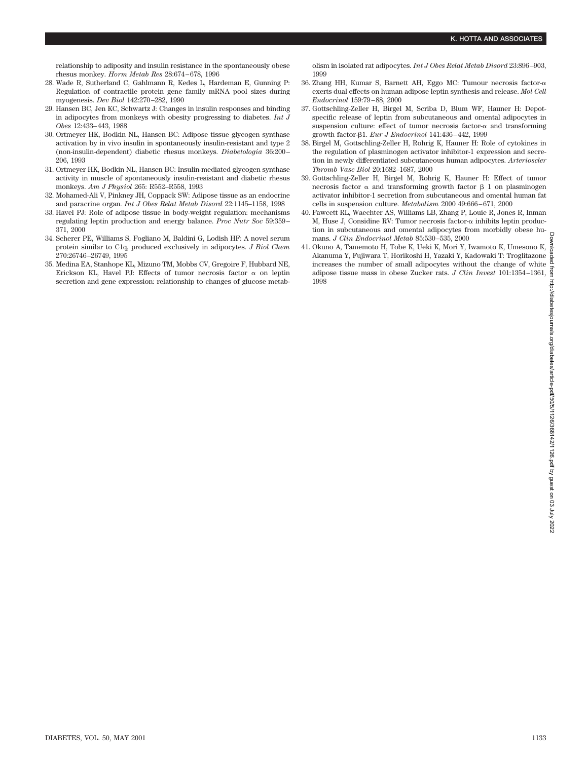relationship to adiposity and insulin resistance in the spontaneously obese rhesus monkey. *Horm Metab Res* 28:674–678, 1996

28. Wade R, Sutherland C, Gahlmann R, Kedes L, Hardeman E, Gunning P: Regulation of contractile protein gene family mRNA pool sizes during myogenesis. *Dev Biol* 142:270–282, 1990
29. Hansen BC, Jen KC, Schwartz J: Changes in insulin responses and binding in adipocytes from monkeys with obesity progressing to diabetes. *Int J Obes* 12:433–443, 1988
30. Ortmeyer HK, Bodkin NL, Hansen BC: Adipose tissue glycogen synthase activation by in vivo insulin in spontaneously insulin-resistant and type 2 (non-insulin-dependent) diabetic rhesus monkeys. *Diabetologia* 36:200–206, 1993
31. Ortmeyer HK, Bodkin NL, Hansen BC: Insulin-mediated glycogen synthase activity in muscle of spontaneously insulin-resistant and diabetic rhesus monkeys. *Am J Physiol* 265: R552–R558, 1993
32. Mohamed-Ali V, Pinkney JH, Coppack SW: Adipose tissue as an endocrine and paracrine organ. *Int J Obes Relat Metab Disord* 22:1145–1158, 1998
33. Havel PJ: Role of adipose tissue in body-weight regulation: mechanisms regulating leptin production and energy balance. *Proc Nutr Soc* 59:359–371, 2000
34. Scherer PE, Williams S, Fogliano M, Baldini G, Lodish HF: A novel serum protein similar to C1q, produced exclusively in adipocytes. *J Biol Chem* 270:26746–26749, 1995
35. Medina EA, Stanhope KL, Mizuno TM, Mobbs CV, Gregoire F, Hubbard NE, Erickson KL, Havel PJ: Effects of tumor necrosis factor α on leptin secretion and gene expression: relationship to changes of glucose metabolism in isolated rat adipocytes. *Int J Obes Relat Metab Disord* 23:896–903, 1999
36. Zhang HH, Kumar S, Barnett AH, Eggo MC: Tumour necrosis factor-α exerts dual effects on human adipose leptin synthesis and release. *Mol Cell Endocrinol* 159:79–88, 2000
37. Gottschling-Zeller H, Birgel M, Scriba D, Blum WF, Hauner H: Depot-specific release of leptin from subcutaneous and omental adipocytes in suspension culture: effect of tumor necrosis factor-α and transforming growth factor-β1. *Eur J Endocrinol* 141:436–442, 1999
38. Birgel M, Gottschling-Zeller H, Rohrig K, Hauner H: Role of cytokines in the regulation of plasminogen activator inhibitor-1 expression and secretion in newly differentiated subcutaneous human adipocytes. *Arterioscler Thromb Vasc Biol* 20:1682–1687, 2000
39. Gottschling-Zeller H, Birgel M, Rohrig K, Hauner H: Effect of tumor necrosis factor α and transforming growth factor β 1 on plasminogen activator inhibitor-1 secretion from subcutaneous and omental human fat cells in suspension culture. *Metabolism* 2000 49:666–671, 2000
40. Fawcett RL, Waechter AS, Williams LB, Zhang P, Louie R, Jones R, Inman M, Huse J, Considine RV: Tumor necrosis factor-α inhibits leptin production in subcutaneous and omental adipocytes from morbidly obese humans. *J Clin Endocrinol Metab* 85:530–535, 2000
41. Okuno A, Tamemoto H, Tobe K, Ueki K, Mori Y, Iwamoto K, Umesono K, Akanuma Y, Fujiwara T, Horikoshi H, Yazaki Y, Kadowaki T: Troglitazone increases the number of small adipocytes without the change of white adipose tissue mass in obese Zucker rats. *J Clin Invest* 101:1354–1361, 1998